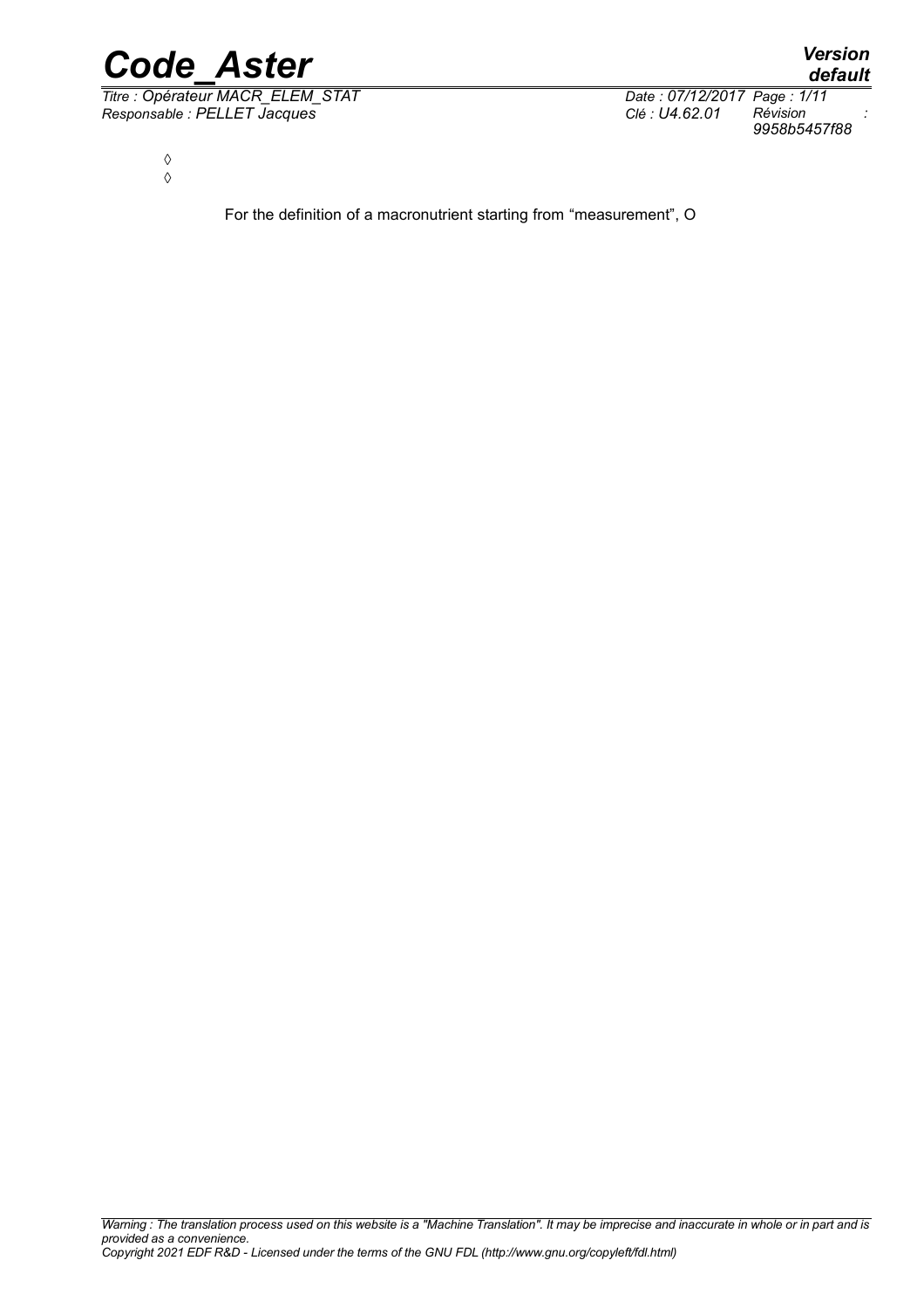◊
◊

For the definition of a macronutrient starting from “measurement”, O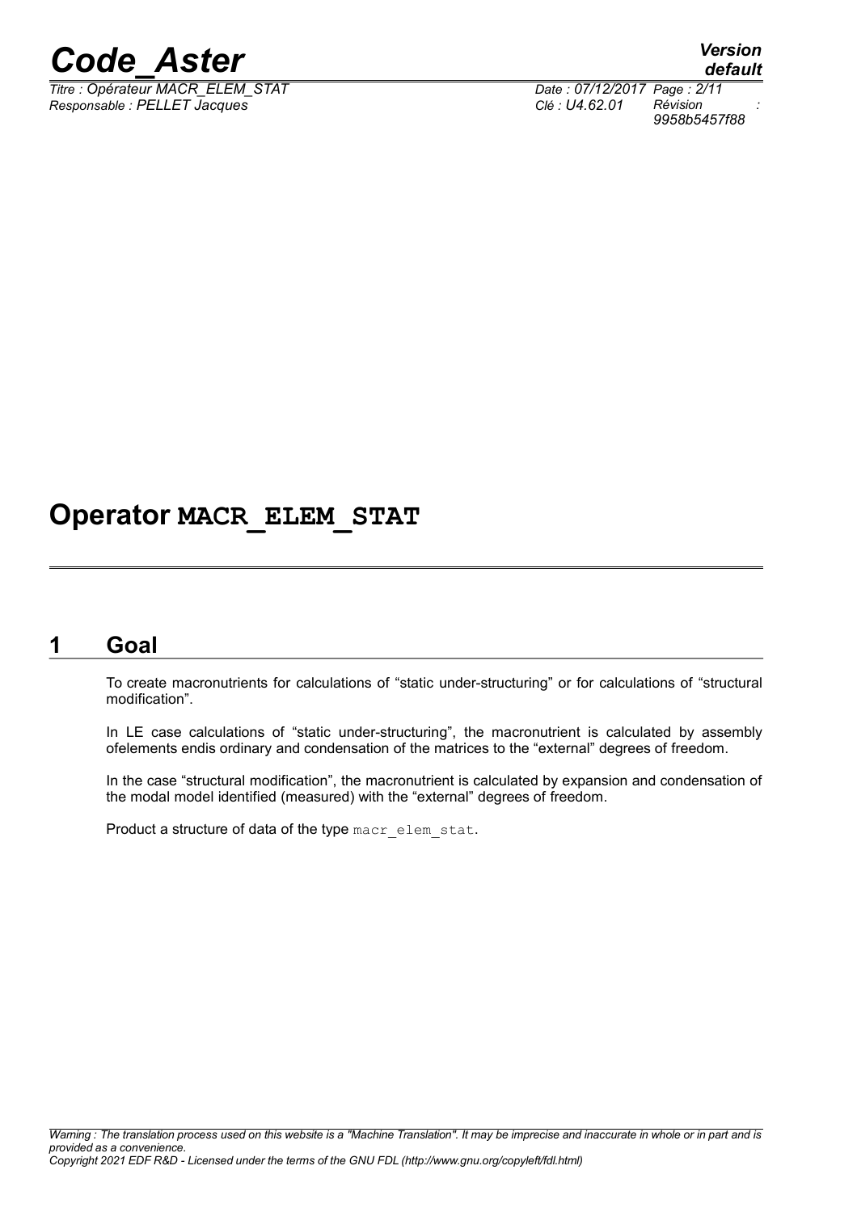# Operator **MACR_ELEM_STAT**

## 1 Goal

To create macronutrients for calculations of "static under-structuring" or for calculations of "structural modification".

In LE case calculations of "static under-structuring", the macronutrient is calculated by assembly ofelements endis ordinary and condensation of the matrices to the "external" degrees of freedom.

In the case "structural modification", the macronutrient is calculated by expansion and condensation of the modal model identified (measured) with the "external" degrees of freedom.

Product a structure of data of the type `macr_elem_stat`.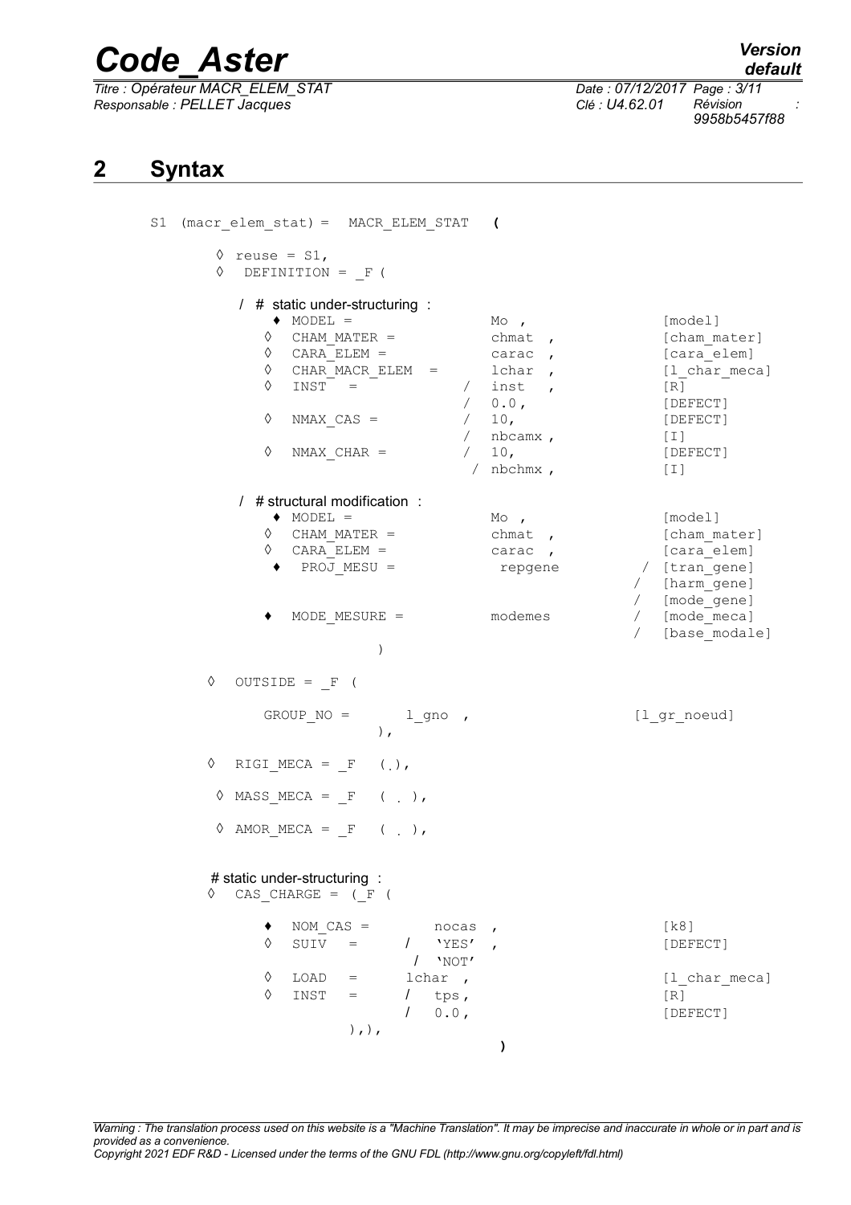## 2 Syntax

```
S1 (macr_elem_stat) =  MACR_ELEM_STAT  (

    ◊ reuse = S1,
    ◊  DEFINITION = _F (

       / # static under-structuring :
           ♦ MODEL =                Mo ,                  [model]
          ◊  CHAM_MATER =           chmat  ,              [cham_mater]
          ◊  CARA_ELEM =            carac  ,              [cara_elem]
          ◊  CHAR_MACR_ELEM  =      lchar  ,              [l_char_meca]
          ◊  INST  =            /   inst   ,              [R]
                                /   0.0,                  [DEFECT]
          ◊  NMAX_CAS =         /   10,                   [DEFECT]
                                /   nbcamx ,              [I]
          ◊  NMAX_CHAR =        /   10,                   [DEFECT]
                                /   nbchmx ,              [I]

       / # structural modification :
           ♦ MODEL =                Mo ,                  [model]
          ◊  CHAM_MATER =           chmat  ,              [cham_mater]
          ◊  CARA_ELEM =            carac  ,              [cara_elem]
           ♦  PROJ_MESU =            repgene           /  [tran_gene]
                                                       /  [harm_gene]
                                                       /  [mode_gene]
           ♦  MODE_MESURE =          modemes           /  [mode_meca]
                                                       /  [base_modale]
                      )

    ◊  OUTSIDE = _F (

          GROUP_NO =       l_gno  ,                       [l_gr_noeud]
                      ),

    ◊  RIGI_MECA = _F  (.),

    ◊ MASS_MECA = _F   ( . ),

    ◊ AMOR_MECA = _F   ( . ),


    # static under-structuring :
    ◊  CAS_CHARGE = (_F (

          ♦  NOM_CAS =        nocas  ,                    [k8]
          ◊  SUIV   =      /   'YES'  ,                   [DEFECT]
                           /  'NOT'
          ◊  LOAD   =      lchar  ,                       [l_char_meca]
          ◊  INST   =      /  tps,                        [R]
                           /  0.0,                        [DEFECT]
                 ),),
                                              )
```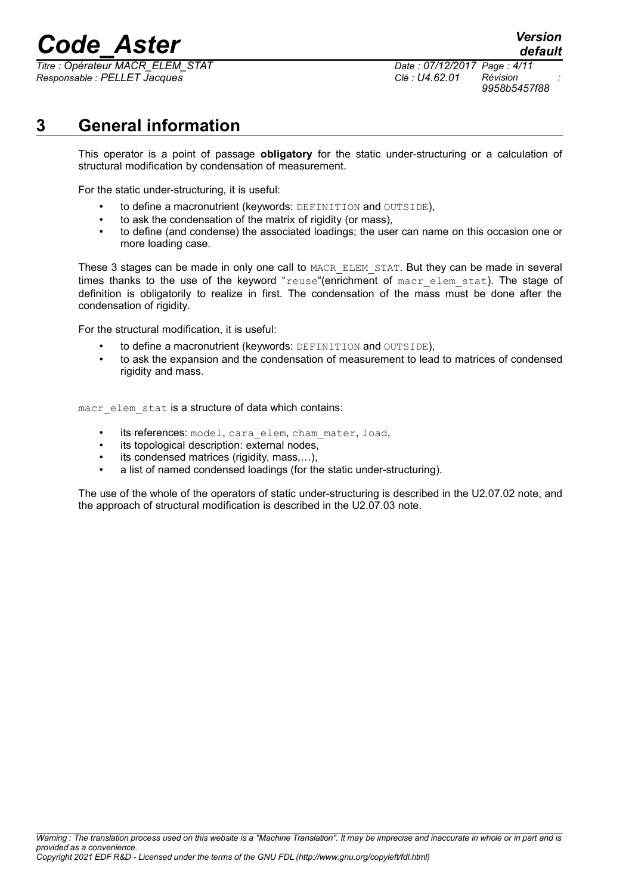# 3 General information

This operator is a point of passage **obligatory** for the static under-structuring or a calculation of structural modification by condensation of measurement.

For the static under-structuring, it is useful:

- to define a macronutrient (keywords: `DEFINITION` and `OUTSIDE`),
- to ask the condensation of the matrix of rigidity (or mass),
- to define (and condense) the associated loadings; the user can name on this occasion one or more loading case.

These 3 stages can be made in only one call to `MACR_ELEM_STAT`. But they can be made in several times thanks to the use of the keyword "`reuse`"(enrichment of `macr_elem_stat`). The stage of definition is obligatorily to realize in first. The condensation of the mass must be done after the condensation of rigidity.

For the structural modification, it is useful:

- to define a macronutrient (keywords: `DEFINITION` and `OUTSIDE`),
- to ask the expansion and the condensation of measurement to lead to matrices of condensed rigidity and mass.

`macr_elem_stat` is a structure of data which contains:

- its references: `model`, `cara_elem`, `cham_mater`, `load`,
- its topological description: external nodes,
- its condensed matrices (rigidity, mass,…),
- a list of named condensed loadings (for the static under-structuring).

The use of the whole of the operators of static under-structuring is described in the U2.07.02 note, and the approach of structural modification is described in the U2.07.03 note.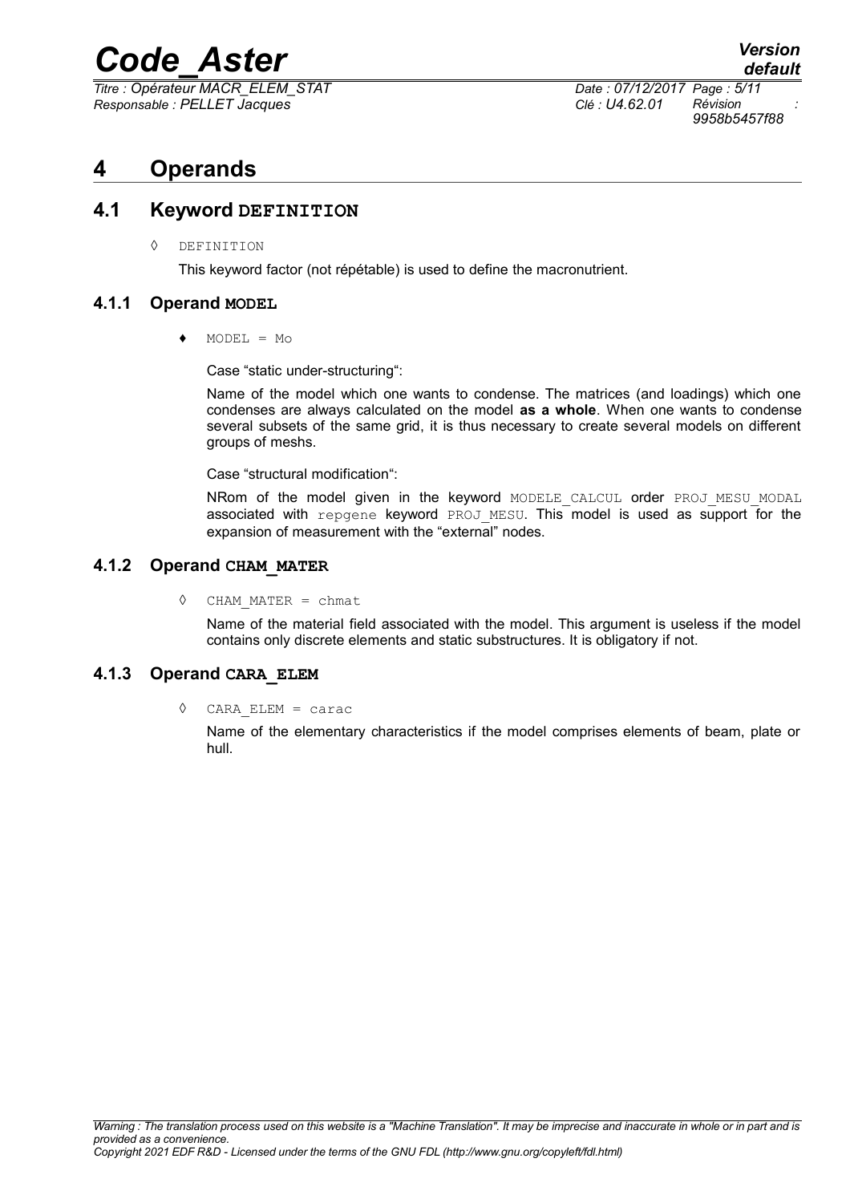# 4 Operands

## 4.1 Keyword DEFINITION

◊ DEFINITION

This keyword factor (not répétable) is used to define the macronutrient.

### 4.1.1 Operand MODEL

♦ MODEL = Mo

Case “static under-structuring“:

Name of the model which one wants to condense. The matrices (and loadings) which one condenses are always calculated on the model **as a whole**. When one wants to condense several subsets of the same grid, it is thus necessary to create several models on different groups of meshs.

Case “structural modification“:

NRom of the model given in the keyword MODELE_CALCUL order PROJ_MESU_MODAL associated with repgene keyword PROJ_MESU. This model is used as support for the expansion of measurement with the “external” nodes.

### 4.1.2 Operand CHAM_MATER

◊ CHAM_MATER = chmat

Name of the material field associated with the model. This argument is useless if the model contains only discrete elements and static substructures. It is obligatory if not.

### 4.1.3 Operand CARA_ELEM

◊ CARA_ELEM = carac

Name of the elementary characteristics if the model comprises elements of beam, plate or hull.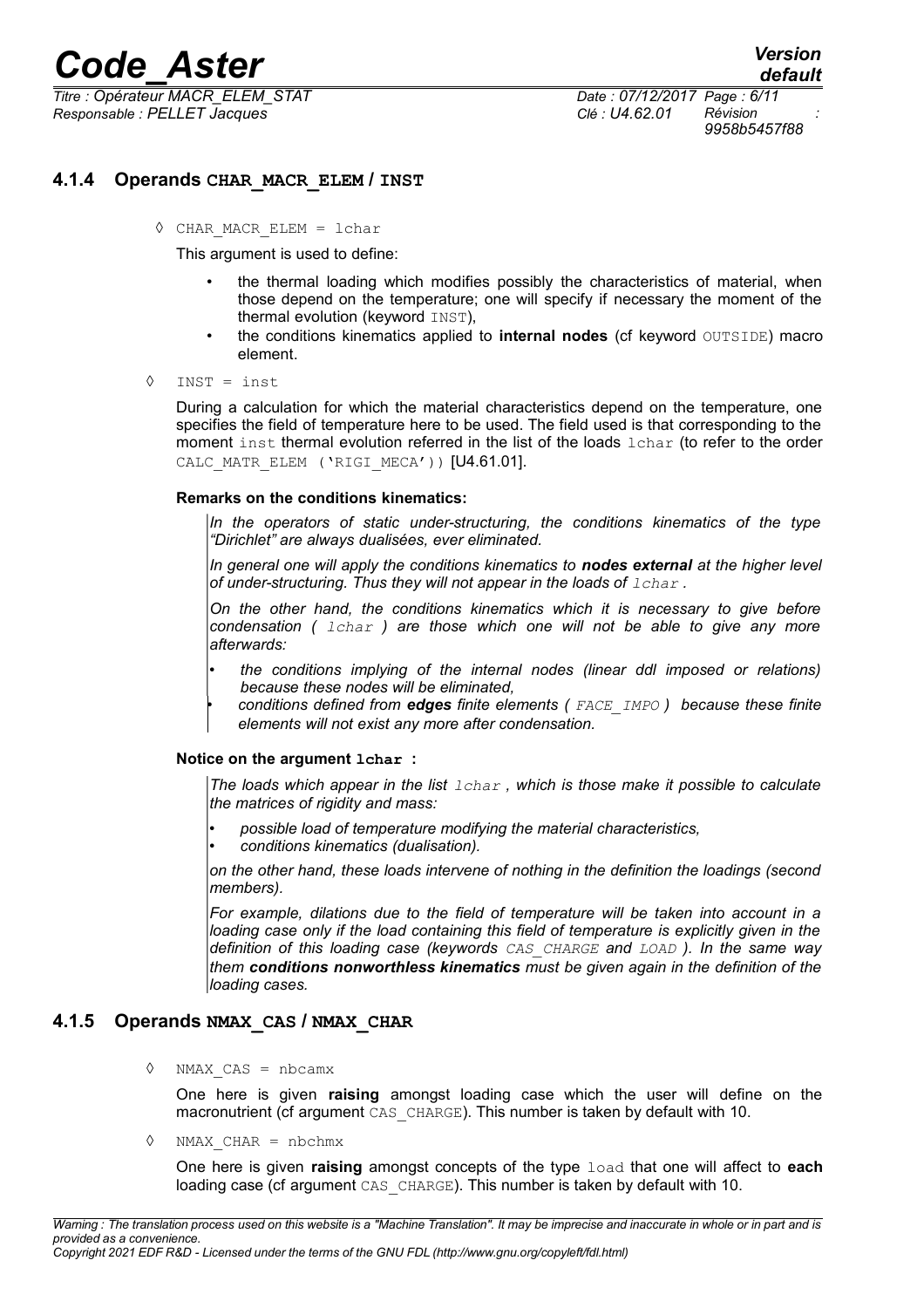### 4.1.4 Operands **CHAR_MACR_ELEM** / **INST**

◊ `CHAR_MACR_ELEM = lchar`

This argument is used to define:

- the thermal loading which modifies possibly the characteristics of material, when those depend on the temperature; one will specify if necessary the moment of the thermal evolution (keyword `INST`),
- the conditions kinematics applied to **internal nodes** (cf keyword `OUTSIDE`) macro element.

◊ `INST = inst`

During a calculation for which the material characteristics depend on the temperature, one specifies the field of temperature here to be used. The field used is that corresponding to the moment `inst` thermal evolution referred in the list of the loads `lchar` (to refer to the order `CALC_MATR_ELEM ('RIGI_MECA'))` [U4.61.01].

**Remarks on the conditions kinematics:**

*In the operators of static under-structuring, the conditions kinematics of the type "Dirichlet" are always dualisées, ever eliminated.*

*In general one will apply the conditions kinematics to* ***nodes external*** *at the higher level of under-structuring. Thus they will not appear in the loads of* `lchar`*.*

*On the other hand, the conditions kinematics which it is necessary to give before condensation (* `lchar` *) are those which one will not be able to give any more afterwards:*

- *the conditions implying of the internal nodes (linear ddl imposed or relations) because these nodes will be eliminated,*
- *conditions defined from* ***edges*** *finite elements (* `FACE_IMPO` *) because these finite elements will not exist any more after condensation.*

**Notice on the argument `lchar` :**

*The loads which appear in the list* `lchar`*, which is those make it possible to calculate the matrices of rigidity and mass:*

- *possible load of temperature modifying the material characteristics,*
- *conditions kinematics (dualisation).*

*on the other hand, these loads intervene of nothing in the definition the loadings (second members).*

*For example, dilations due to the field of temperature will be taken into account in a loading case only if the load containing this field of temperature is explicitly given in the definition of this loading case (keywords* `CAS_CHARGE` *and* `LOAD` *). In the same way them* ***conditions nonworthless kinematics*** *must be given again in the definition of the loading cases.*

### 4.1.5 Operands **NMAX_CAS** / **NMAX_CHAR**

◊ `NMAX_CAS = nbcamx`

One here is given **raising** amongst loading case which the user will define on the macronutrient (cf argument `CAS_CHARGE`). This number is taken by default with 10.

◊ `NMAX_CHAR = nbchmx`

One here is given **raising** amongst concepts of the type `load` that one will affect to **each** loading case (cf argument `CAS_CHARGE`). This number is taken by default with 10.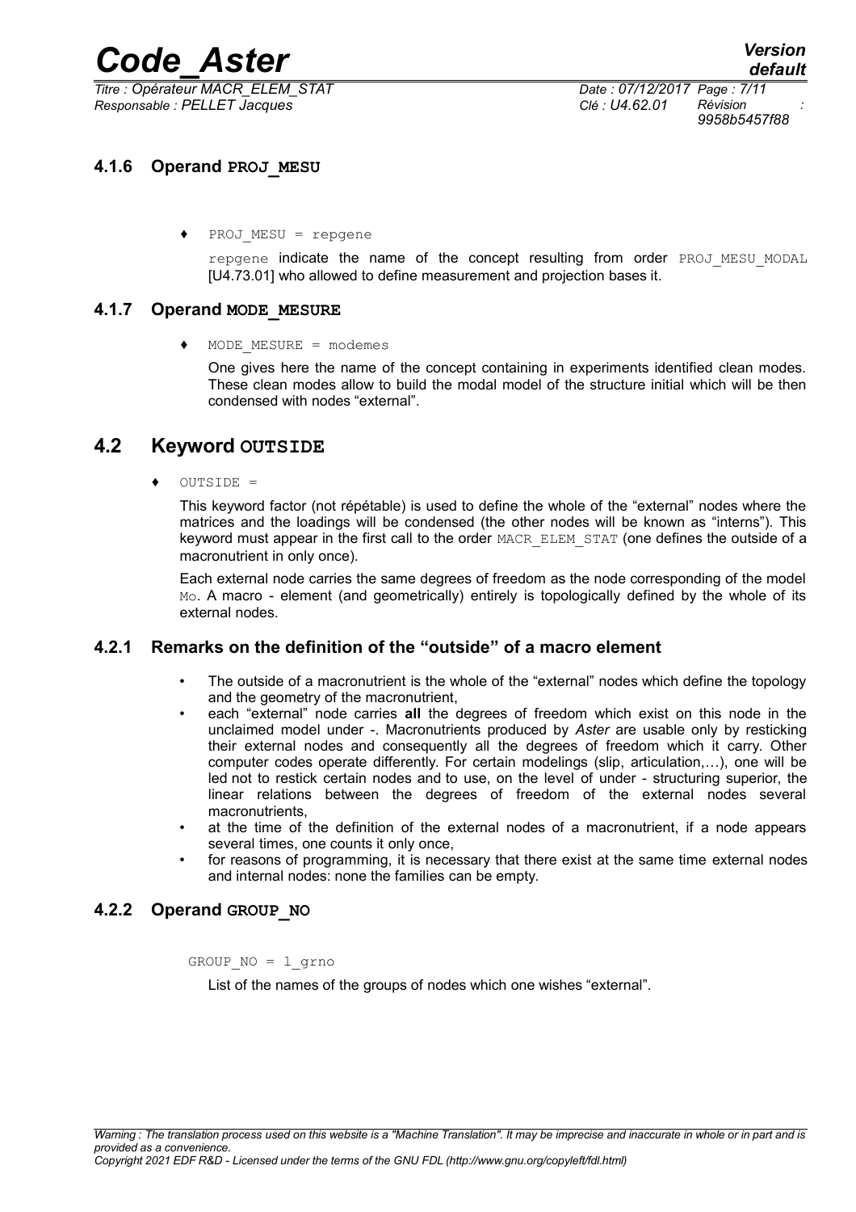### 4.1.6 Operand PROJ_MESU

♦ PROJ_MESU = repgene

repgene indicate the name of the concept resulting from order PROJ_MESU_MODAL [U4.73.01] who allowed to define measurement and projection bases it.

### 4.1.7 Operand MODE_MESURE

♦ MODE_MESURE = modemes

One gives here the name of the concept containing in experiments identified clean modes. These clean modes allow to build the modal model of the structure initial which will be then condensed with nodes "external".

## 4.2 Keyword OUTSIDE

♦ OUTSIDE =

This keyword factor (not répétable) is used to define the whole of the "external" nodes where the matrices and the loadings will be condensed (the other nodes will be known as "interns"). This keyword must appear in the first call to the order MACR_ELEM_STAT (one defines the outside of a macronutrient in only once).

Each external node carries the same degrees of freedom as the node corresponding of the model Mo. A macro - element (and geometrically) entirely is topologically defined by the whole of its external nodes.

### 4.2.1 Remarks on the definition of the "outside" of a macro element

- The outside of a macronutrient is the whole of the "external" nodes which define the topology and the geometry of the macronutrient,
- each "external" node carries **all** the degrees of freedom which exist on this node in the unclaimed model under -. Macronutrients produced by *Aster* are usable only by resticking their external nodes and consequently all the degrees of freedom which it carry. Other computer codes operate differently. For certain modelings (slip, articulation,…), one will be led not to restick certain nodes and to use, on the level of under - structuring superior, the linear relations between the degrees of freedom of the external nodes several macronutrients,
- at the time of the definition of the external nodes of a macronutrient, if a node appears several times, one counts it only once,
- for reasons of programming, it is necessary that there exist at the same time external nodes and internal nodes: none the families can be empty.

### 4.2.2 Operand GROUP_NO

GROUP_NO = l_grno

List of the names of the groups of nodes which one wishes "external".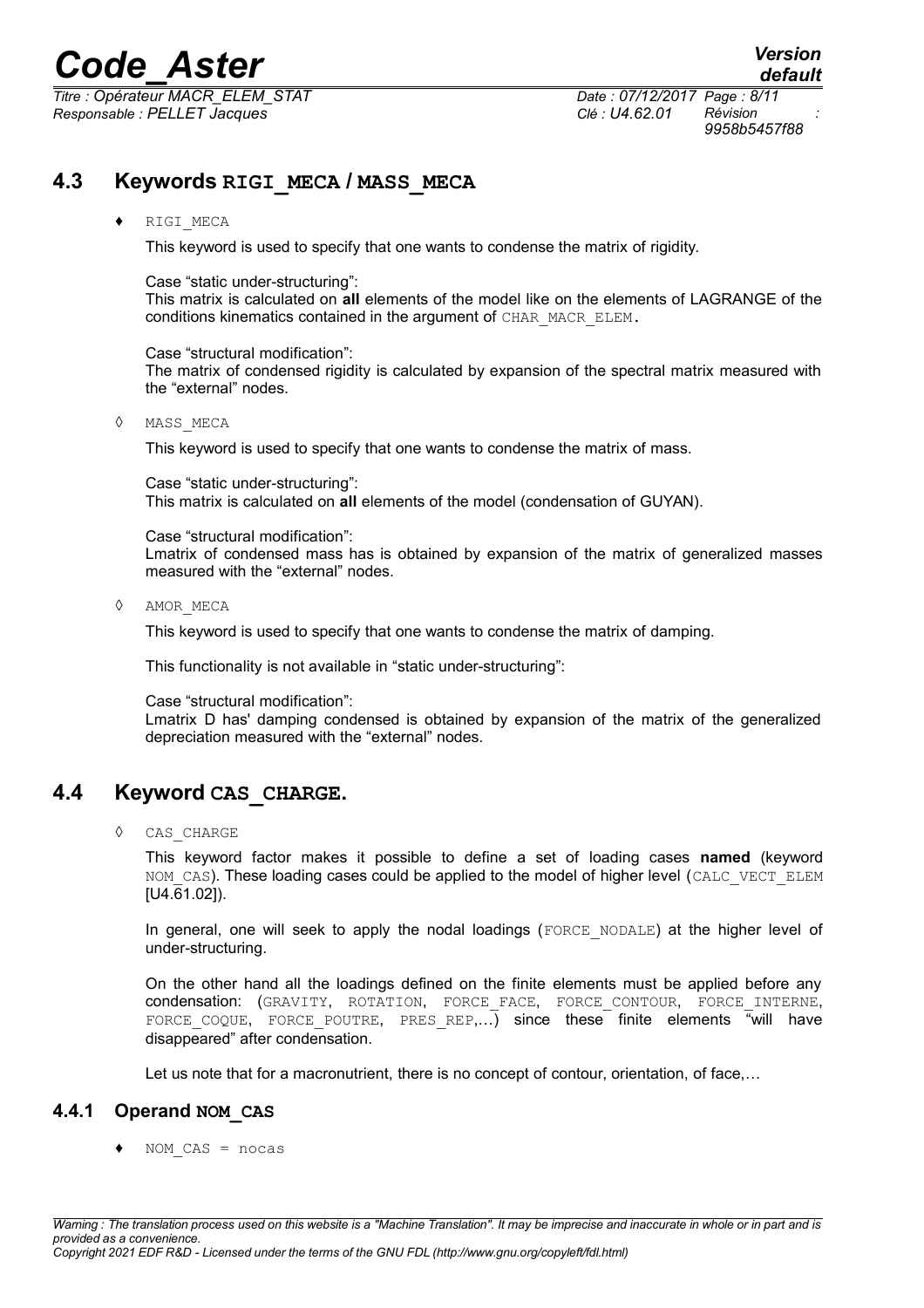## 4.3 Keywords RIGI_MECA / MASS_MECA

♦ RIGI_MECA

This keyword is used to specify that one wants to condense the matrix of rigidity.

Case "static under-structuring":
This matrix is calculated on **all** elements of the model like on the elements of LAGRANGE of the conditions kinematics contained in the argument of CHAR_MACR_ELEM.

Case "structural modification":
The matrix of condensed rigidity is calculated by expansion of the spectral matrix measured with the "external" nodes.

◊ MASS_MECA

This keyword is used to specify that one wants to condense the matrix of mass.

Case "static under-structuring":
This matrix is calculated on **all** elements of the model (condensation of GUYAN).

Case "structural modification":
Lmatrix of condensed mass has is obtained by expansion of the matrix of generalized masses measured with the "external" nodes.

◊ AMOR_MECA

This keyword is used to specify that one wants to condense the matrix of damping.

This functionality is not available in "static under-structuring":

Case "structural modification":
Lmatrix D has' damping condensed is obtained by expansion of the matrix of the generalized depreciation measured with the "external" nodes.

## 4.4 Keyword CAS_CHARGE.

◊ CAS_CHARGE

This keyword factor makes it possible to define a set of loading cases **named** (keyword NOM_CAS). These loading cases could be applied to the model of higher level (CALC_VECT_ELEM [U4.61.02]).

In general, one will seek to apply the nodal loadings (FORCE_NODALE) at the higher level of under-structuring.

On the other hand all the loadings defined on the finite elements must be applied before any condensation: (GRAVITY, ROTATION, FORCE_FACE, FORCE_CONTOUR, FORCE_INTERNE, FORCE_COQUE, FORCE_POUTRE, PRES_REP,…) since these finite elements "will have disappeared" after condensation.

Let us note that for a macronutrient, there is no concept of contour, orientation, of face,…

### 4.4.1 Operand NOM_CAS

♦ NOM_CAS = nocas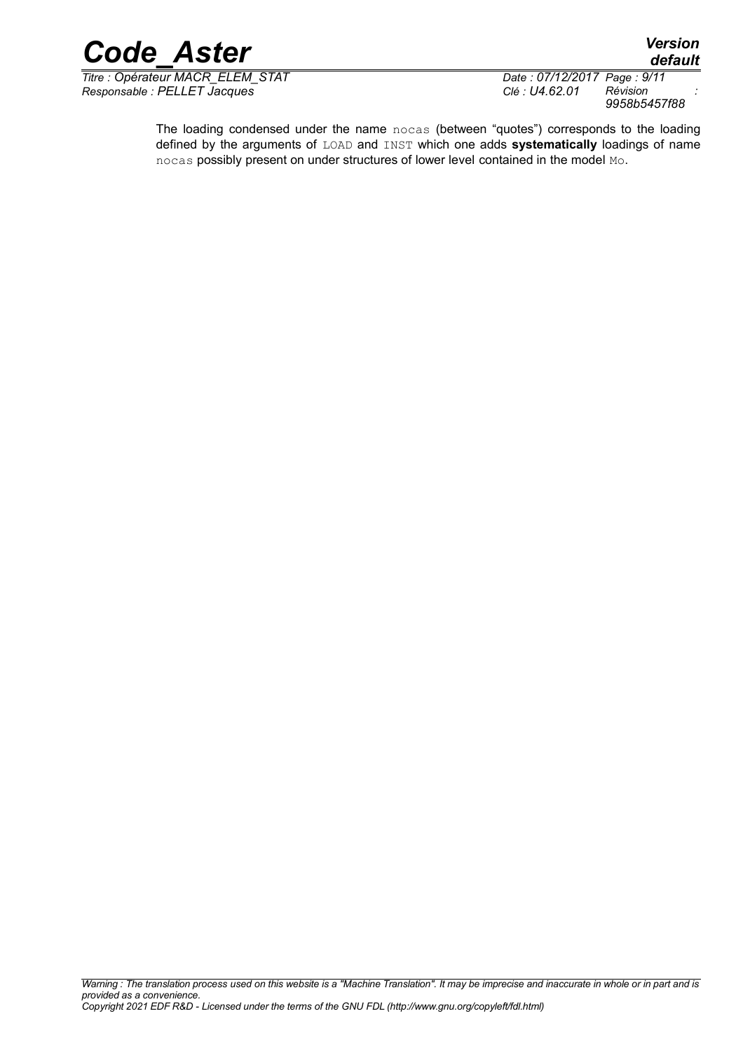The loading condensed under the name nocas (between "quotes") corresponds to the loading defined by the arguments of LOAD and INST which one adds **systematically** loadings of name nocas possibly present on under structures of lower level contained in the model Mo.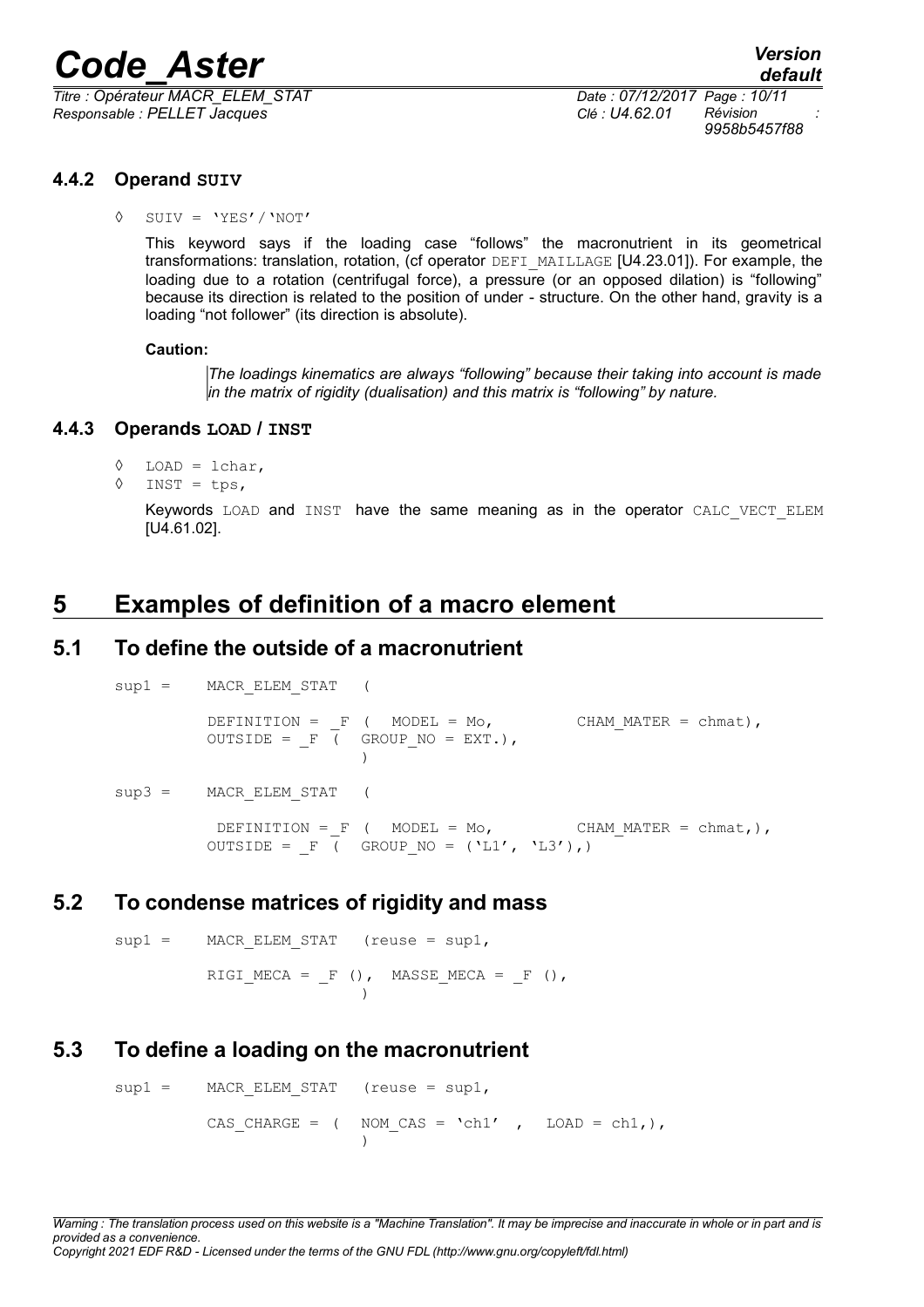### 4.4.2 Operand SUIV

◊ SUIV = 'YES'/'NOT'

This keyword says if the loading case "follows" the macronutrient in its geometrical transformations: translation, rotation, (cf operator DEFI_MAILLAGE [U4.23.01]). For example, the loading due to a rotation (centrifugal force), a pressure (or an opposed dilation) is "following" because its direction is related to the position of under - structure. On the other hand, gravity is a loading "not follower" (its direction is absolute).

**Caution:**

*The loadings kinematics are always "following" because their taking into account is made in the matrix of rigidity (dualisation) and this matrix is "following" by nature.*

### 4.4.3 Operands LOAD / INST

◊ LOAD = lchar,

◊ INST = tps,

Keywords LOAD and INST have the same meaning as in the operator CALC_VECT_ELEM [U4.61.02].

# 5 Examples of definition of a macro element

## 5.1 To define the outside of a macronutrient

```
sup1 =    MACR_ELEM_STAT   (

          DEFINITION = _F (  MODEL = Mo,          CHAM_MATER = chmat),
          OUTSIDE = _F (  GROUP_NO = EXT.),
                       )

sup3 =    MACR_ELEM_STAT   (

           DEFINITION = _F (  MODEL = Mo,         CHAM_MATER = chmat,),
          OUTSIDE = _F (  GROUP_NO = ('L1', 'L3'),)
```

## 5.2 To condense matrices of rigidity and mass

```
sup1 =    MACR_ELEM_STAT   (reuse = sup1,

          RIGI_MECA = _F (),  MASSE_MECA = _F (),
                       )
```

## 5.3 To define a loading on the macronutrient

```
sup1 =    MACR_ELEM_STAT   (reuse = sup1,

          CAS_CHARGE = (  NOM_CAS = 'ch1'  ,  LOAD = ch1,),
                       )
```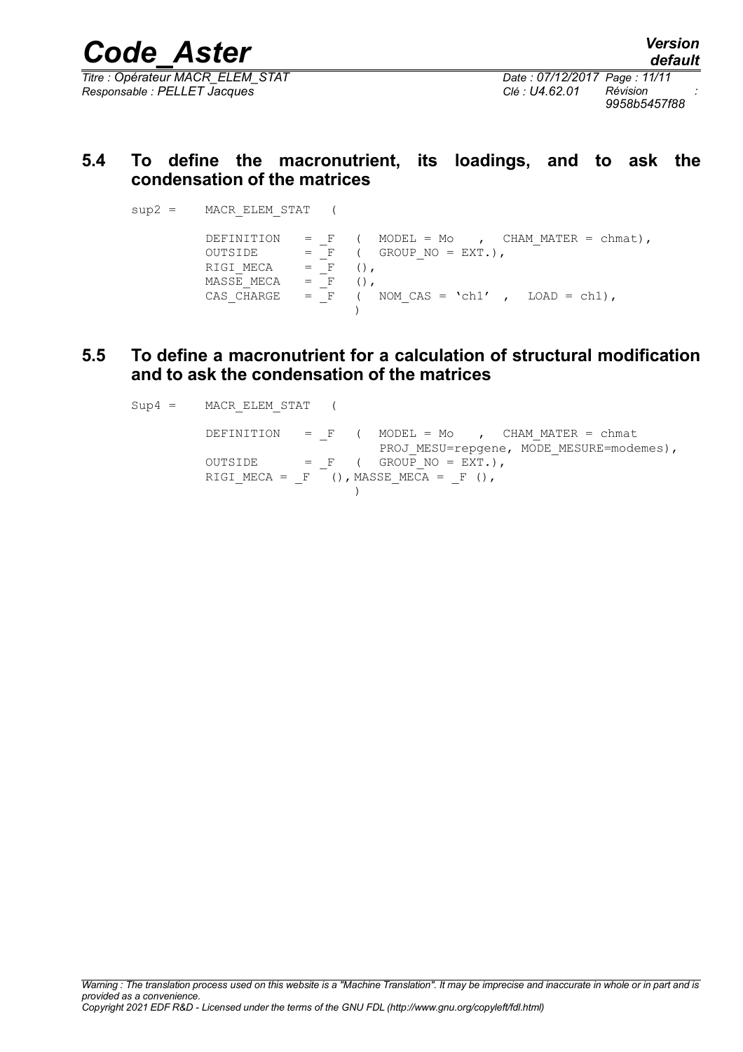## 5.4 To define the macronutrient, its loadings, and to ask the condensation of the matrices

```
sup2 =    MACR_ELEM_STAT   (

          DEFINITION   = _F  (  MODEL = Mo    ,  CHAM_MATER = chmat),
          OUTSIDE      = _F  (  GROUP_NO = EXT.),
          RIGI_MECA    = _F  (),
          MASSE_MECA   = _F  (),
          CAS_CHARGE   = _F  (  NOM_CAS = 'ch1'  ,   LOAD = ch1),
                             )
```

## 5.5 To define a macronutrient for a calculation of structural modification and to ask the condensation of the matrices

```
Sup4 =    MACR_ELEM_STAT   (

          DEFINITION   = _F  (  MODEL = Mo    ,  CHAM_MATER = chmat
                                PROJ_MESU=repgene, MODE_MESURE=modemes),
          OUTSIDE      = _F  (  GROUP_NO = EXT.),
          RIGI_MECA = _F   (), MASSE_MECA = _F (),
                             )
```

*Warning : The translation process used on this website is a "Machine Translation". It may be imprecise and inaccurate in whole or in part and is provided as a convenience.*
*Copyright 2021 EDF R&D - Licensed under the terms of the GNU FDL (http://www.gnu.org/copyleft/fdl.html)*